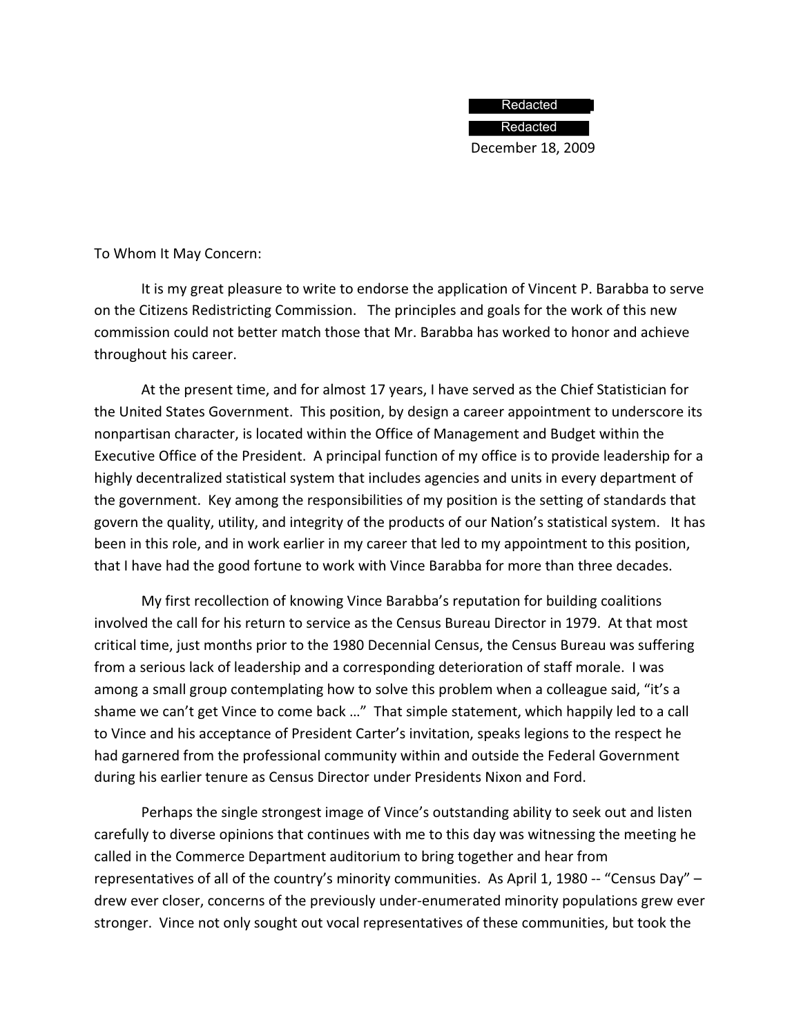Redacted

Redacted

December 18, 2009

To Whom It May Concern:

It is my great pleasure to write to endorse the application of Vincent P. Barabba to serve on the Citizens Redistricting Commission. The principles and goals for the work of this new commission could not better match those that Mr. Barabba has worked to honor and achieve throughout his career.

At the present time, and for almost 17 years, I have served as the Chief Statistician for the United States Government. This position, by design a career appointment to underscore its nonpartisan character, is located within the Office of Management and Budget within the Executive Office of the President. A principal function of my office is to provide leadership for a highly decentralized statistical system that includes agencies and units in every department of the government. Key among the responsibilities of my position is the setting of standards that govern the quality, utility, and integrity of the products of our Nation's statistical system. It has been in this role, and in work earlier in my career that led to my appointment to this position, that I have had the good fortune to work with Vince Barabba for more than three decades.

My first recollection of knowing Vince Barabba's reputation for building coalitions involved the call for his return to service as the Census Bureau Director in 1979. At that most critical time, just months prior to the 1980 Decennial Census, the Census Bureau was suffering from a serious lack of leadership and a corresponding deterioration of staff morale. I was among a small group contemplating how to solve this problem when a colleague said, "it's a shame we can't get Vince to come back …" That simple statement, which happily led to a call to Vince and his acceptance of President Carter's invitation, speaks legions to the respect he had garnered from the professional community within and outside the Federal Government during his earlier tenure as Census Director under Presidents Nixon and Ford.

Perhaps the single strongest image of Vince's outstanding ability to seek out and listen carefully to diverse opinions that continues with me to this day was witnessing the meeting he called in the Commerce Department auditorium to bring together and hear from representatives of all of the country's minority communities. As April 1, 1980 -- "Census Day" – drew ever closer, concerns of the previously under-enumerated minority populations grew ever stronger. Vince not only sought out vocal representatives of these communities, but took the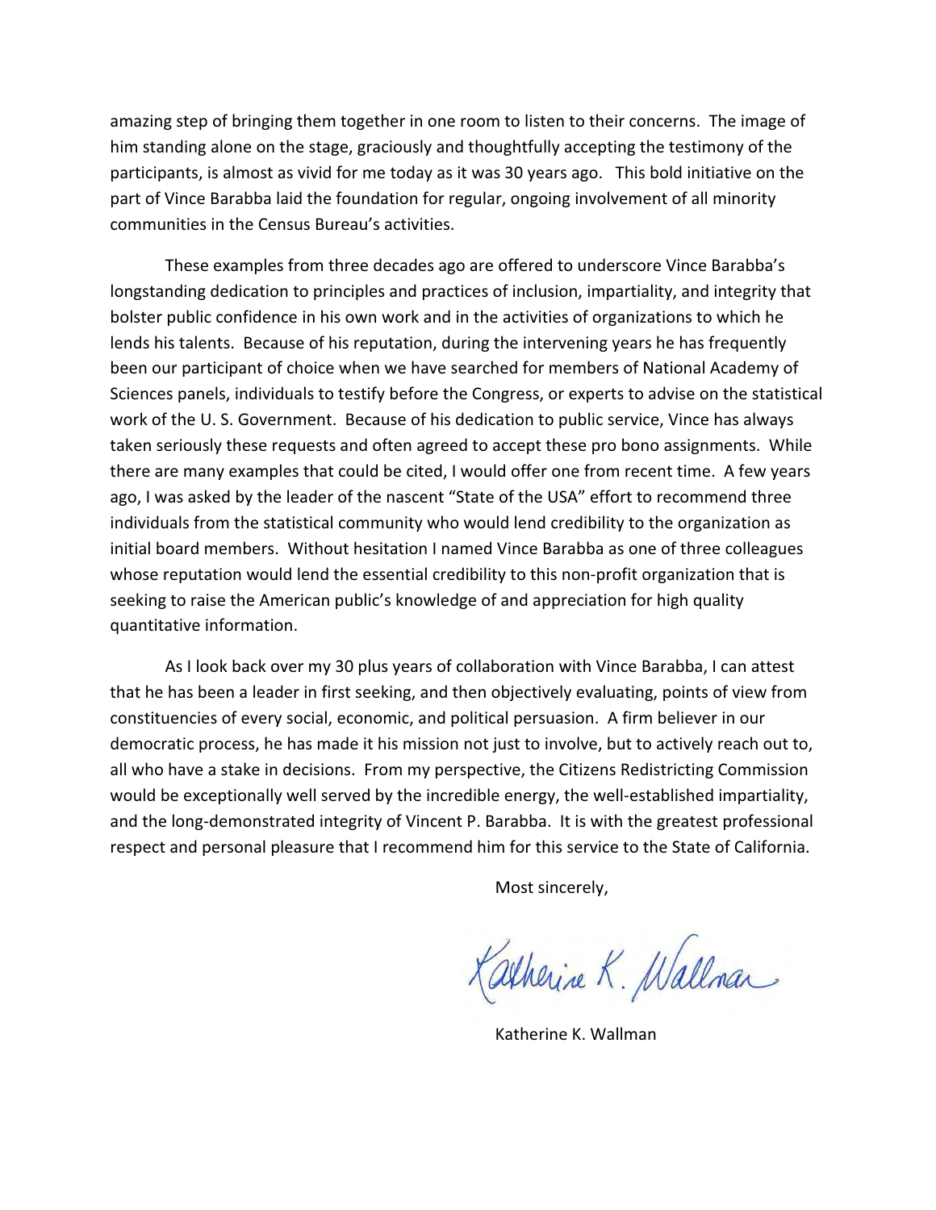amazing step of bringing them together in one room to listen to their concerns. The image of him standing alone on the stage, graciously and thoughtfully accepting the testimony of the participants, is almost as vivid for me today as it was 30 years ago. This bold initiative on the part of Vince Barabba laid the foundation for regular, ongoing involvement of all minority communities in the Census Bureau's activities.

These examples from three decades ago are offered to underscore Vince Barabba's longstanding dedication to principles and practices of inclusion, impartiality, and integrity that bolster public confidence in his own work and in the activities of organizations to which he lends his talents. Because of his reputation, during the intervening years he has frequently been our participant of choice when we have searched for members of National Academy of Sciences panels, individuals to testify before the Congress, or experts to advise on the statistical work of the U. S. Government. Because of his dedication to public service, Vince has always taken seriously these requests and often agreed to accept these pro bono assignments. While there are many examples that could be cited, I would offer one from recent time. A few years ago, I was asked by the leader of the nascent "State of the USA" effort to recommend three individuals from the statistical community who would lend credibility to the organization as initial board members. Without hesitation I named Vince Barabba as one of three colleagues whose reputation would lend the essential credibility to this non-profit organization that is seeking to raise the American public's knowledge of and appreciation for high quality quantitative information.

As I look back over my 30 plus years of collaboration with Vince Barabba, I can attest that he has been a leader in first seeking, and then objectively evaluating, points of view from constituencies of every social, economic, and political persuasion. A firm believer in our democratic process, he has made it his mission not just to involve, but to actively reach out to, all who have a stake in decisions. From my perspective, the Citizens Redistricting Commission would be exceptionally well served by the incredible energy, the well-established impartiality, and the long-demonstrated integrity of Vincent P. Barabba. It is with the greatest professional respect and personal pleasure that I recommend him for this service to the State of California.

Most sincerely,

Katherine K. Wallman

Katherine K. Wallman